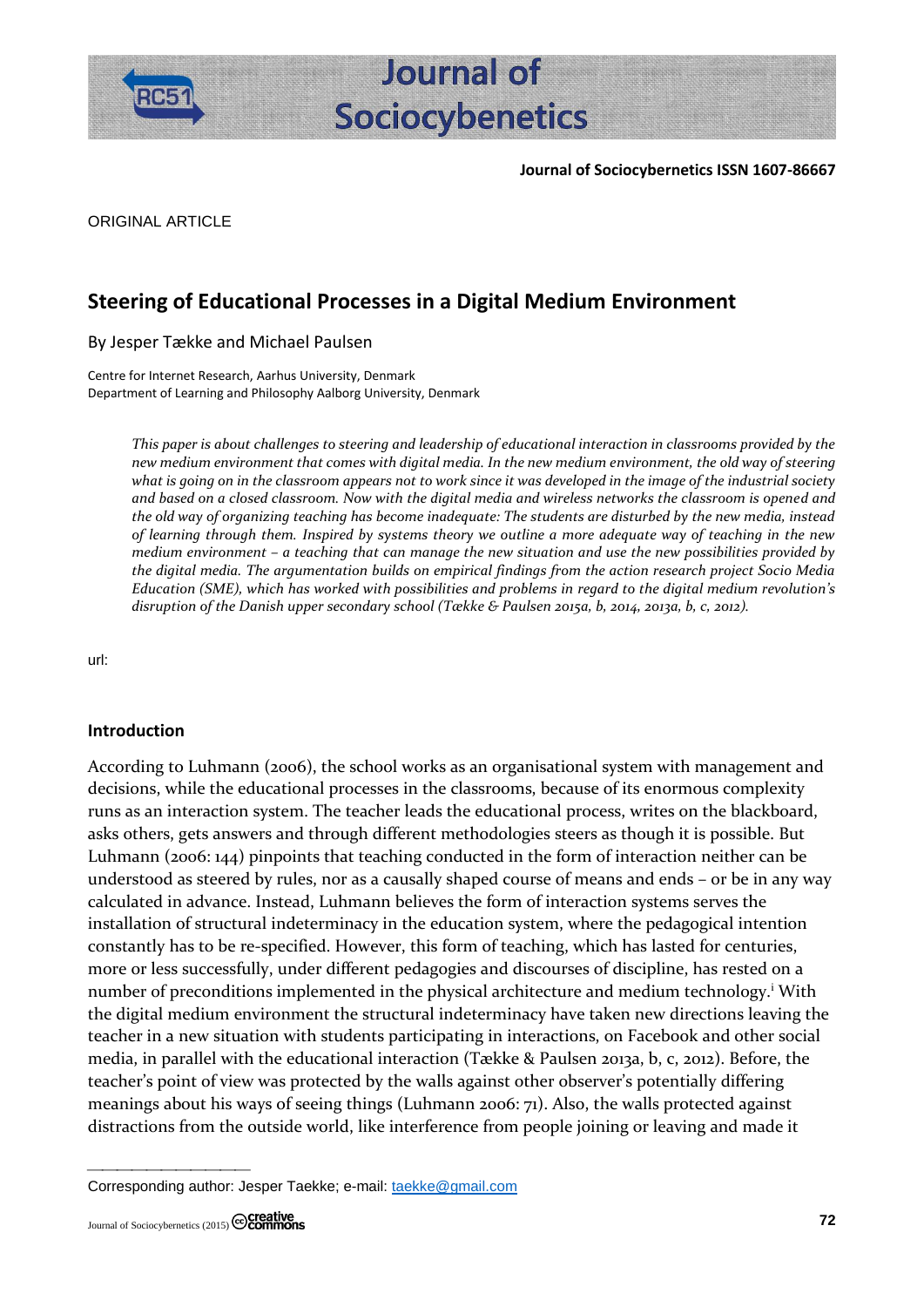Journal of Sociocybernetics ISSN 1607-86667

ORIGINAL ARTICLE

# Steering of Educational Processes in a Digital Medium Environment

By Jesper Tække and Michael Paulsen

Centre for Internet Research, Aarhus University, Denmark
Department of Learning and Philosophy Aalborg University, Denmark

*This paper is about challenges to steering and leadership of educational interaction in classrooms provided by the new medium environment that comes with digital media. In the new medium environment, the old way of steering what is going on in the classroom appears not to work since it was developed in the image of the industrial society and based on a closed classroom. Now with the digital media and wireless networks the classroom is opened and the old way of organizing teaching has become inadequate: The students are disturbed by the new media, instead of learning through them. Inspired by systems theory we outline a more adequate way of teaching in the new medium environment – a teaching that can manage the new situation and use the new possibilities provided by the digital media. The argumentation builds on empirical findings from the action research project Socio Media Education (SME), which has worked with possibilities and problems in regard to the digital medium revolution's disruption of the Danish upper secondary school (Tække & Paulsen 2015a, b, 2014, 2013a, b, c, 2012).*

url:

## Introduction

According to Luhmann (2006), the school works as an organisational system with management and decisions, while the educational processes in the classrooms, because of its enormous complexity runs as an interaction system. The teacher leads the educational process, writes on the blackboard, asks others, gets answers and through different methodologies steers as though it is possible. But Luhmann (2006: 144) pinpoints that teaching conducted in the form of interaction neither can be understood as steered by rules, nor as a causally shaped course of means and ends – or be in any way calculated in advance. Instead, Luhmann believes the form of interaction systems serves the installation of structural indeterminacy in the education system, where the pedagogical intention constantly has to be re-specified. However, this form of teaching, which has lasted for centuries, more or less successfully, under different pedagogies and discourses of discipline, has rested on a number of preconditions implemented in the physical architecture and medium technology.[i] With the digital medium environment the structural indeterminacy have taken new directions leaving the teacher in a new situation with students participating in interactions, on Facebook and other social media, in parallel with the educational interaction (Tække & Paulsen 2013a, b, c, 2012). Before, the teacher's point of view was protected by the walls against other observer's potentially differing meanings about his ways of seeing things (Luhmann 2006: 71). Also, the walls protected against distractions from the outside world, like interference from people joining or leaving and made it

Corresponding author: Jesper Taekke; e-mail: taekke@gmail.com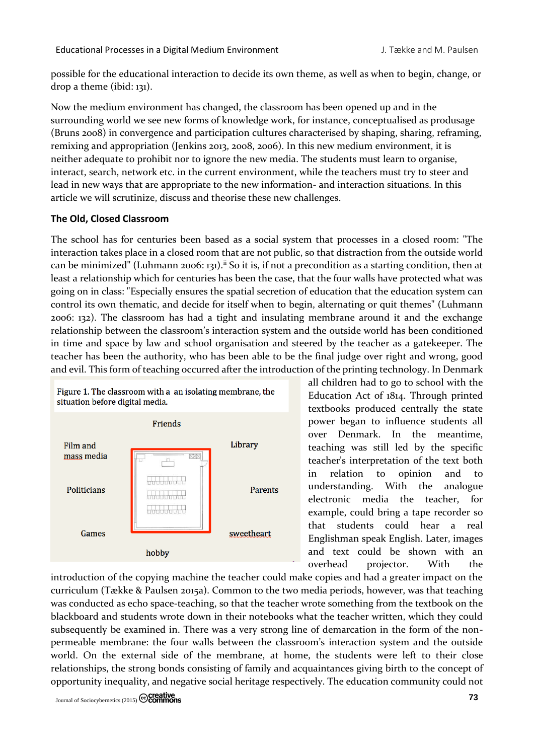possible for the educational interaction to decide its own theme, as well as when to begin, change, or drop a theme (ibid: 131).

Now the medium environment has changed, the classroom has been opened up and in the surrounding world we see new forms of knowledge work, for instance, conceptualised as produsage (Bruns 2008) in convergence and participation cultures characterised by shaping, sharing, reframing, remixing and appropriation (Jenkins 2013, 2008, 2006). In this new medium environment, it is neither adequate to prohibit nor to ignore the new media. The students must learn to organise, interact, search, network etc. in the current environment, while the teachers must try to steer and lead in new ways that are appropriate to the new information- and interaction situations. In this article we will scrutinize, discuss and theorise these new challenges.

### The Old, Closed Classroom

The school has for centuries been based as a social system that processes in a closed room: "The interaction takes place in a closed room that are not public, so that distraction from the outside world can be minimized" (Luhmann 2006: 131).[ii] So it is, if not a precondition as a starting condition, then at least a relationship which for centuries has been the case, that the four walls have protected what was going on in class: "Especially ensures the spatial secretion of education that the education system can control its own thematic, and decide for itself when to begin, alternating or quit themes" (Luhmann 2006: 132). The classroom has had a tight and insulating membrane around it and the exchange relationship between the classroom's interaction system and the outside world has been conditioned in time and space by law and school organisation and steered by the teacher as a gatekeeper. The teacher has been the authority, who has been able to be the final judge over right and wrong, good and evil. This form of teaching occurred after the introduction of the printing technology. In Denmark all children had to go to school with the Education Act of 1814. Through printed textbooks produced centrally the state power began to influence students all over Denmark. In the meantime, teaching was still led by the specific teacher's interpretation of the text both in relation to opinion and to understanding. With the analogue electronic media the teacher, for example, could bring a tape recorder so that students could hear a real Englishman speak English. Later, images and text could be shown with an overhead projector. With the introduction of the copying machine the teacher could make copies and had a greater impact on the curriculum (Tække & Paulsen 2015a). Common to the two media periods, however, was that teaching was conducted as echo space-teaching, so that the teacher wrote something from the textbook on the blackboard and students wrote down in their notebooks what the teacher written, which they could subsequently be examined in. There was a very strong line of demarcation in the form of the non-permeable membrane: the four walls between the classroom's interaction system and the outside world. On the external side of the membrane, at home, the students were left to their close relationships, the strong bonds consisting of family and acquaintances giving birth to the concept of opportunity inequality, and negative social heritage respectively. The education community could not

Figure 1. The classroom with a an isolating membrane, the situation before digital media.

Friends

Film and mass media

Library

Politicians

Parents

Games

sweetheart

hobby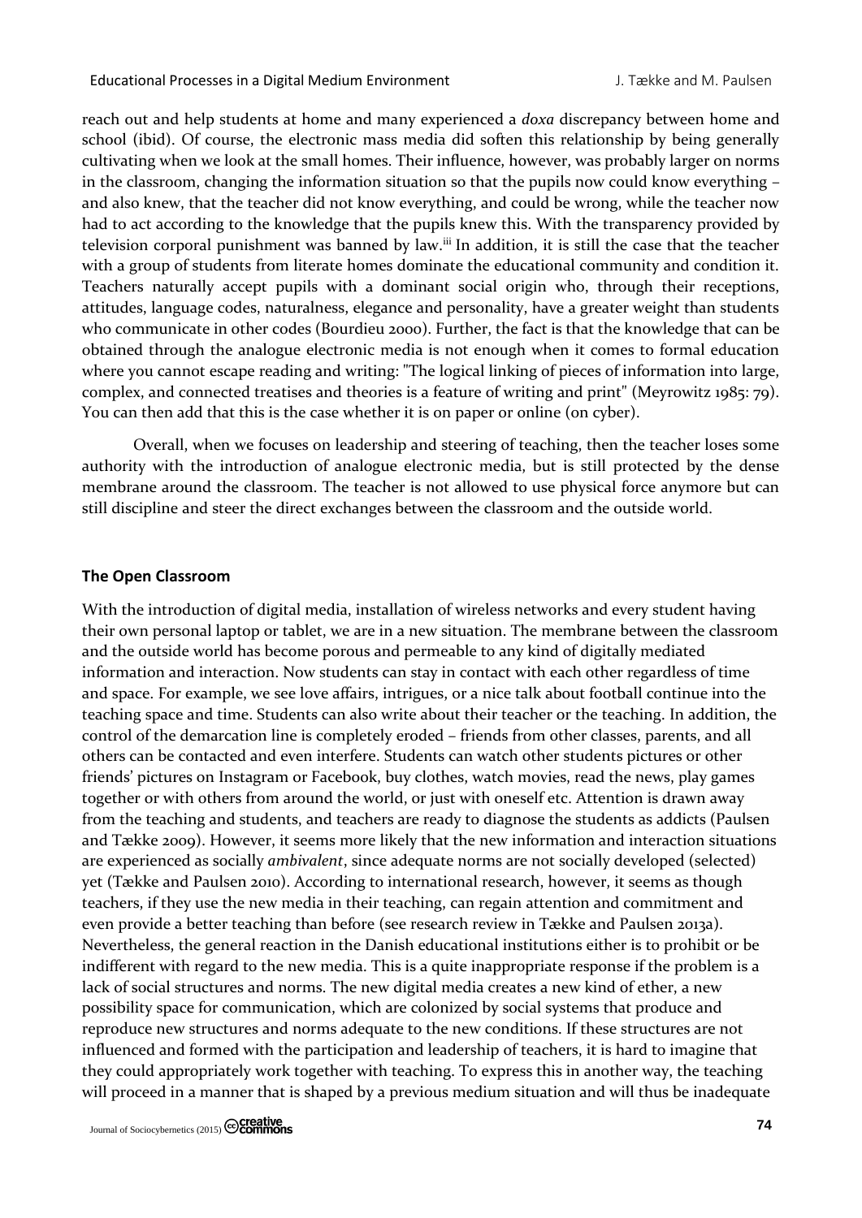reach out and help students at home and many experienced a *doxa* discrepancy between home and school (ibid). Of course, the electronic mass media did soften this relationship by being generally cultivating when we look at the small homes. Their influence, however, was probably larger on norms in the classroom, changing the information situation so that the pupils now could know everything – and also knew, that the teacher did not know everything, and could be wrong, while the teacher now had to act according to the knowledge that the pupils knew this. With the transparency provided by television corporal punishment was banned by law.[iii] In addition, it is still the case that the teacher with a group of students from literate homes dominate the educational community and condition it. Teachers naturally accept pupils with a dominant social origin who, through their receptions, attitudes, language codes, naturalness, elegance and personality, have a greater weight than students who communicate in other codes (Bourdieu 2000). Further, the fact is that the knowledge that can be obtained through the analogue electronic media is not enough when it comes to formal education where you cannot escape reading and writing: "The logical linking of pieces of information into large, complex, and connected treatises and theories is a feature of writing and print" (Meyrowitz 1985: 79). You can then add that this is the case whether it is on paper or online (on cyber).

Overall, when we focuses on leadership and steering of teaching, then the teacher loses some authority with the introduction of analogue electronic media, but is still protected by the dense membrane around the classroom. The teacher is not allowed to use physical force anymore but can still discipline and steer the direct exchanges between the classroom and the outside world.

## The Open Classroom

With the introduction of digital media, installation of wireless networks and every student having their own personal laptop or tablet, we are in a new situation. The membrane between the classroom and the outside world has become porous and permeable to any kind of digitally mediated information and interaction. Now students can stay in contact with each other regardless of time and space. For example, we see love affairs, intrigues, or a nice talk about football continue into the teaching space and time. Students can also write about their teacher or the teaching. In addition, the control of the demarcation line is completely eroded – friends from other classes, parents, and all others can be contacted and even interfere. Students can watch other students pictures or other friends' pictures on Instagram or Facebook, buy clothes, watch movies, read the news, play games together or with others from around the world, or just with oneself etc. Attention is drawn away from the teaching and students, and teachers are ready to diagnose the students as addicts (Paulsen and Tække 2009). However, it seems more likely that the new information and interaction situations are experienced as socially *ambivalent*, since adequate norms are not socially developed (selected) yet (Tække and Paulsen 2010). According to international research, however, it seems as though teachers, if they use the new media in their teaching, can regain attention and commitment and even provide a better teaching than before (see research review in Tække and Paulsen 2013a). Nevertheless, the general reaction in the Danish educational institutions either is to prohibit or be indifferent with regard to the new media. This is a quite inappropriate response if the problem is a lack of social structures and norms. The new digital media creates a new kind of ether, a new possibility space for communication, which are colonized by social systems that produce and reproduce new structures and norms adequate to the new conditions. If these structures are not influenced and formed with the participation and leadership of teachers, it is hard to imagine that they could appropriately work together with teaching. To express this in another way, the teaching will proceed in a manner that is shaped by a previous medium situation and will thus be inadequate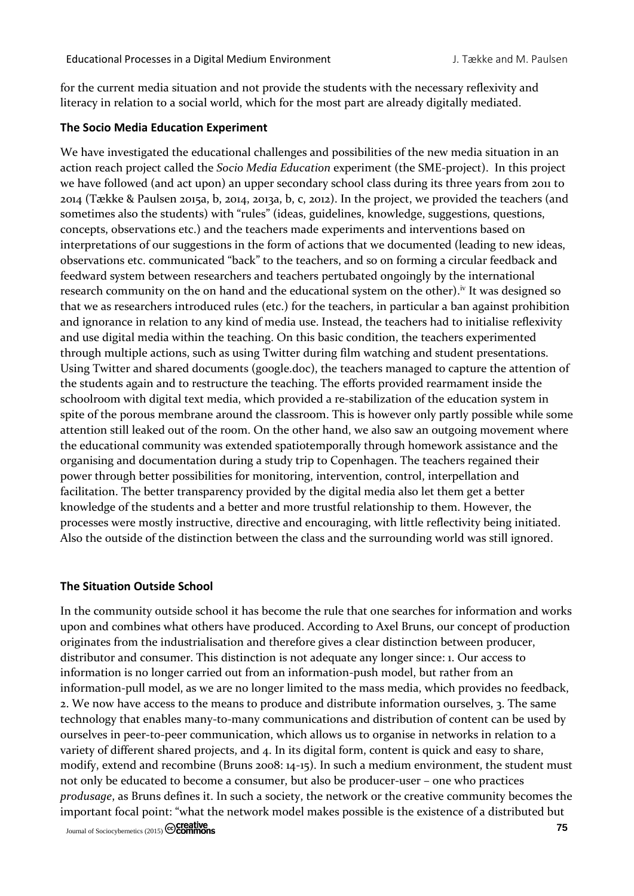for the current media situation and not provide the students with the necessary reflexivity and literacy in relation to a social world, which for the most part are already digitally mediated.

### The Socio Media Education Experiment

We have investigated the educational challenges and possibilities of the new media situation in an action reach project called the *Socio Media Education* experiment (the SME-project). In this project we have followed (and act upon) an upper secondary school class during its three years from 2011 to 2014 (Tække & Paulsen 2015a, b, 2014, 2013a, b, c, 2012). In the project, we provided the teachers (and sometimes also the students) with "rules" (ideas, guidelines, knowledge, suggestions, questions, concepts, observations etc.) and the teachers made experiments and interventions based on interpretations of our suggestions in the form of actions that we documented (leading to new ideas, observations etc. communicated "back" to the teachers, and so on forming a circular feedback and feedward system between researchers and teachers pertubated ongoingly by the international research community on the on hand and the educational system on the other).[iv] It was designed so that we as researchers introduced rules (etc.) for the teachers, in particular a ban against prohibition and ignorance in relation to any kind of media use. Instead, the teachers had to initialise reflexivity and use digital media within the teaching. On this basic condition, the teachers experimented through multiple actions, such as using Twitter during film watching and student presentations. Using Twitter and shared documents (google.doc), the teachers managed to capture the attention of the students again and to restructure the teaching. The efforts provided rearmament inside the schoolroom with digital text media, which provided a re-stabilization of the education system in spite of the porous membrane around the classroom. This is however only partly possible while some attention still leaked out of the room. On the other hand, we also saw an outgoing movement where the educational community was extended spatiotemporally through homework assistance and the organising and documentation during a study trip to Copenhagen. The teachers regained their power through better possibilities for monitoring, intervention, control, interpellation and facilitation. The better transparency provided by the digital media also let them get a better knowledge of the students and a better and more trustful relationship to them. However, the processes were mostly instructive, directive and encouraging, with little reflectivity being initiated. Also the outside of the distinction between the class and the surrounding world was still ignored.

### The Situation Outside School

In the community outside school it has become the rule that one searches for information and works upon and combines what others have produced. According to Axel Bruns, our concept of production originates from the industrialisation and therefore gives a clear distinction between producer, distributor and consumer. This distinction is not adequate any longer since: 1. Our access to information is no longer carried out from an information-push model, but rather from an information-pull model, as we are no longer limited to the mass media, which provides no feedback, 2. We now have access to the means to produce and distribute information ourselves, 3. The same technology that enables many-to-many communications and distribution of content can be used by ourselves in peer-to-peer communication, which allows us to organise in networks in relation to a variety of different shared projects, and 4. In its digital form, content is quick and easy to share, modify, extend and recombine (Bruns 2008: 14-15). In such a medium environment, the student must not only be educated to become a consumer, but also be producer-user – one who practices *produsage*, as Bruns defines it. In such a society, the network or the creative community becomes the important focal point: "what the network model makes possible is the existence of a distributed but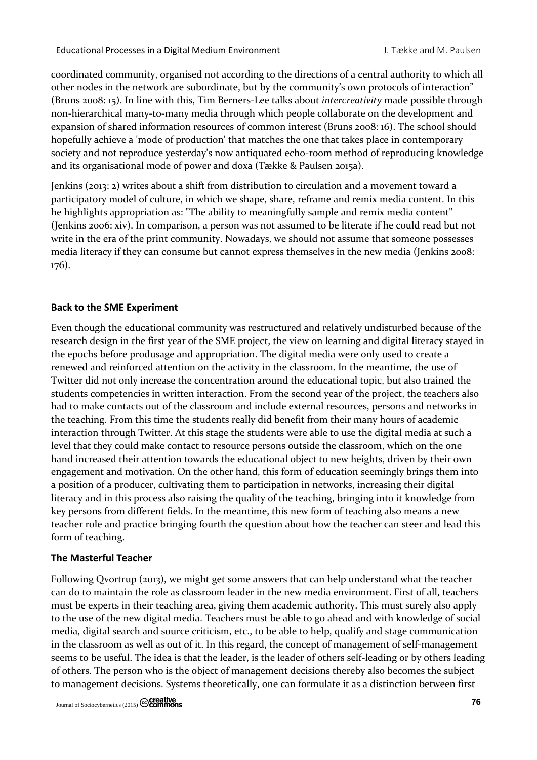coordinated community, organised not according to the directions of a central authority to which all other nodes in the network are subordinate, but by the community's own protocols of interaction" (Bruns 2008: 15). In line with this, Tim Berners-Lee talks about *intercreativity* made possible through non-hierarchical many-to-many media through which people collaborate on the development and expansion of shared information resources of common interest (Bruns 2008: 16). The school should hopefully achieve a 'mode of production' that matches the one that takes place in contemporary society and not reproduce yesterday's now antiquated echo-room method of reproducing knowledge and its organisational mode of power and doxa (Tække & Paulsen 2015a).

Jenkins (2013: 2) writes about a shift from distribution to circulation and a movement toward a participatory model of culture, in which we shape, share, reframe and remix media content. In this he highlights appropriation as: "The ability to meaningfully sample and remix media content" (Jenkins 2006: xiv). In comparison, a person was not assumed to be literate if he could read but not write in the era of the print community. Nowadays, we should not assume that someone possesses media literacy if they can consume but cannot express themselves in the new media (Jenkins 2008: 176).

**Back to the SME Experiment**

Even though the educational community was restructured and relatively undisturbed because of the research design in the first year of the SME project, the view on learning and digital literacy stayed in the epochs before produsage and appropriation. The digital media were only used to create a renewed and reinforced attention on the activity in the classroom. In the meantime, the use of Twitter did not only increase the concentration around the educational topic, but also trained the students competencies in written interaction. From the second year of the project, the teachers also had to make contacts out of the classroom and include external resources, persons and networks in the teaching. From this time the students really did benefit from their many hours of academic interaction through Twitter. At this stage the students were able to use the digital media at such a level that they could make contact to resource persons outside the classroom, which on the one hand increased their attention towards the educational object to new heights, driven by their own engagement and motivation. On the other hand, this form of education seemingly brings them into a position of a producer, cultivating them to participation in networks, increasing their digital literacy and in this process also raising the quality of the teaching, bringing into it knowledge from key persons from different fields. In the meantime, this new form of teaching also means a new teacher role and practice bringing fourth the question about how the teacher can steer and lead this form of teaching.

**The Masterful Teacher**

Following Qvortrup (2013), we might get some answers that can help understand what the teacher can do to maintain the role as classroom leader in the new media environment. First of all, teachers must be experts in their teaching area, giving them academic authority. This must surely also apply to the use of the new digital media. Teachers must be able to go ahead and with knowledge of social media, digital search and source criticism, etc., to be able to help, qualify and stage communication in the classroom as well as out of it. In this regard, the concept of management of self-management seems to be useful. The idea is that the leader, is the leader of others self-leading or by others leading of others. The person who is the object of management decisions thereby also becomes the subject to management decisions. Systems theoretically, one can formulate it as a distinction between first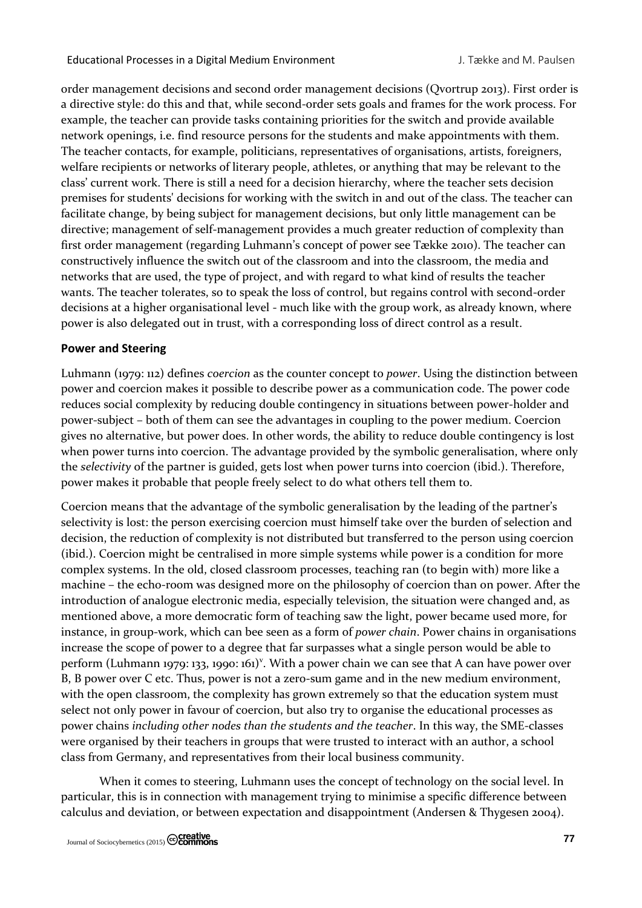order management decisions and second order management decisions (Qvortrup 2013). First order is a directive style: do this and that, while second-order sets goals and frames for the work process. For example, the teacher can provide tasks containing priorities for the switch and provide available network openings, i.e. find resource persons for the students and make appointments with them. The teacher contacts, for example, politicians, representatives of organisations, artists, foreigners, welfare recipients or networks of literary people, athletes, or anything that may be relevant to the class' current work. There is still a need for a decision hierarchy, where the teacher sets decision premises for students' decisions for working with the switch in and out of the class. The teacher can facilitate change, by being subject for management decisions, but only little management can be directive; management of self-management provides a much greater reduction of complexity than first order management (regarding Luhmann's concept of power see Tække 2010). The teacher can constructively influence the switch out of the classroom and into the classroom, the media and networks that are used, the type of project, and with regard to what kind of results the teacher wants. The teacher tolerates, so to speak the loss of control, but regains control with second-order decisions at a higher organisational level - much like with the group work, as already known, where power is also delegated out in trust, with a corresponding loss of direct control as a result.

### Power and Steering

Luhmann (1979: 112) defines *coercion* as the counter concept to *power*. Using the distinction between power and coercion makes it possible to describe power as a communication code. The power code reduces social complexity by reducing double contingency in situations between power-holder and power-subject – both of them can see the advantages in coupling to the power medium. Coercion gives no alternative, but power does. In other words, the ability to reduce double contingency is lost when power turns into coercion. The advantage provided by the symbolic generalisation, where only the *selectivity* of the partner is guided, gets lost when power turns into coercion (ibid.). Therefore, power makes it probable that people freely select to do what others tell them to.

Coercion means that the advantage of the symbolic generalisation by the leading of the partner's selectivity is lost: the person exercising coercion must himself take over the burden of selection and decision, the reduction of complexity is not distributed but transferred to the person using coercion (ibid.). Coercion might be centralised in more simple systems while power is a condition for more complex systems. In the old, closed classroom processes, teaching ran (to begin with) more like a machine – the echo-room was designed more on the philosophy of coercion than on power. After the introduction of analogue electronic media, especially television, the situation were changed and, as mentioned above, a more democratic form of teaching saw the light, power became used more, for instance, in group-work, which can bee seen as a form of *power chain*. Power chains in organisations increase the scope of power to a degree that far surpasses what a single person would be able to perform (Luhmann 1979: 133, 1990: 161)[v]. With a power chain we can see that A can have power over B, B power over C etc. Thus, power is not a zero-sum game and in the new medium environment, with the open classroom, the complexity has grown extremely so that the education system must select not only power in favour of coercion, but also try to organise the educational processes as power chains *including other nodes than the students and the teacher*. In this way, the SME-classes were organised by their teachers in groups that were trusted to interact with an author, a school class from Germany, and representatives from their local business community.

When it comes to steering, Luhmann uses the concept of technology on the social level. In particular, this is in connection with management trying to minimise a specific difference between calculus and deviation, or between expectation and disappointment (Andersen & Thygesen 2004).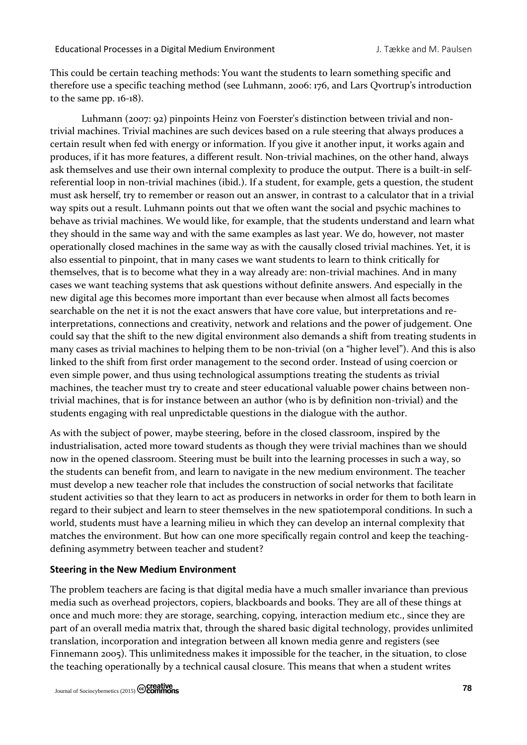This could be certain teaching methods: You want the students to learn something specific and therefore use a specific teaching method (see Luhmann, 2006: 176, and Lars Qvortrup's introduction to the same pp. 16-18).

Luhmann (2007: 92) pinpoints Heinz von Foerster's distinction between trivial and non-trivial machines. Trivial machines are such devices based on a rule steering that always produces a certain result when fed with energy or information. If you give it another input, it works again and produces, if it has more features, a different result. Non-trivial machines, on the other hand, always ask themselves and use their own internal complexity to produce the output. There is a built-in self-referential loop in non-trivial machines (ibid.). If a student, for example, gets a question, the student must ask herself, try to remember or reason out an answer, in contrast to a calculator that in a trivial way spits out a result. Luhmann points out that we often want the social and psychic machines to behave as trivial machines. We would like, for example, that the students understand and learn what they should in the same way and with the same examples as last year. We do, however, not master operationally closed machines in the same way as with the causally closed trivial machines. Yet, it is also essential to pinpoint, that in many cases we want students to learn to think critically for themselves, that is to become what they in a way already are: non-trivial machines. And in many cases we want teaching systems that ask questions without definite answers. And especially in the new digital age this becomes more important than ever because when almost all facts becomes searchable on the net it is not the exact answers that have core value, but interpretations and re-interpretations, connections and creativity, network and relations and the power of judgement. One could say that the shift to the new digital environment also demands a shift from treating students in many cases as trivial machines to helping them to be non-trivial (on a "higher level"). And this is also linked to the shift from first order management to the second order. Instead of using coercion or even simple power, and thus using technological assumptions treating the students as trivial machines, the teacher must try to create and steer educational valuable power chains between non-trivial machines, that is for instance between an author (who is by definition non-trivial) and the students engaging with real unpredictable questions in the dialogue with the author.

As with the subject of power, maybe steering, before in the closed classroom, inspired by the industrialisation, acted more toward students as though they were trivial machines than we should now in the opened classroom. Steering must be built into the learning processes in such a way, so the students can benefit from, and learn to navigate in the new medium environment. The teacher must develop a new teacher role that includes the construction of social networks that facilitate student activities so that they learn to act as producers in networks in order for them to both learn in regard to their subject and learn to steer themselves in the new spatiotemporal conditions. In such a world, students must have a learning milieu in which they can develop an internal complexity that matches the environment. But how can one more specifically regain control and keep the teaching-defining asymmetry between teacher and student?

**Steering in the New Medium Environment**

The problem teachers are facing is that digital media have a much smaller invariance than previous media such as overhead projectors, copiers, blackboards and books. They are all of these things at once and much more: they are storage, searching, copying, interaction medium etc., since they are part of an overall media matrix that, through the shared basic digital technology, provides unlimited translation, incorporation and integration between all known media genre and registers (see Finnemann 2005). This unlimitedness makes it impossible for the teacher, in the situation, to close the teaching operationally by a technical causal closure. This means that when a student writes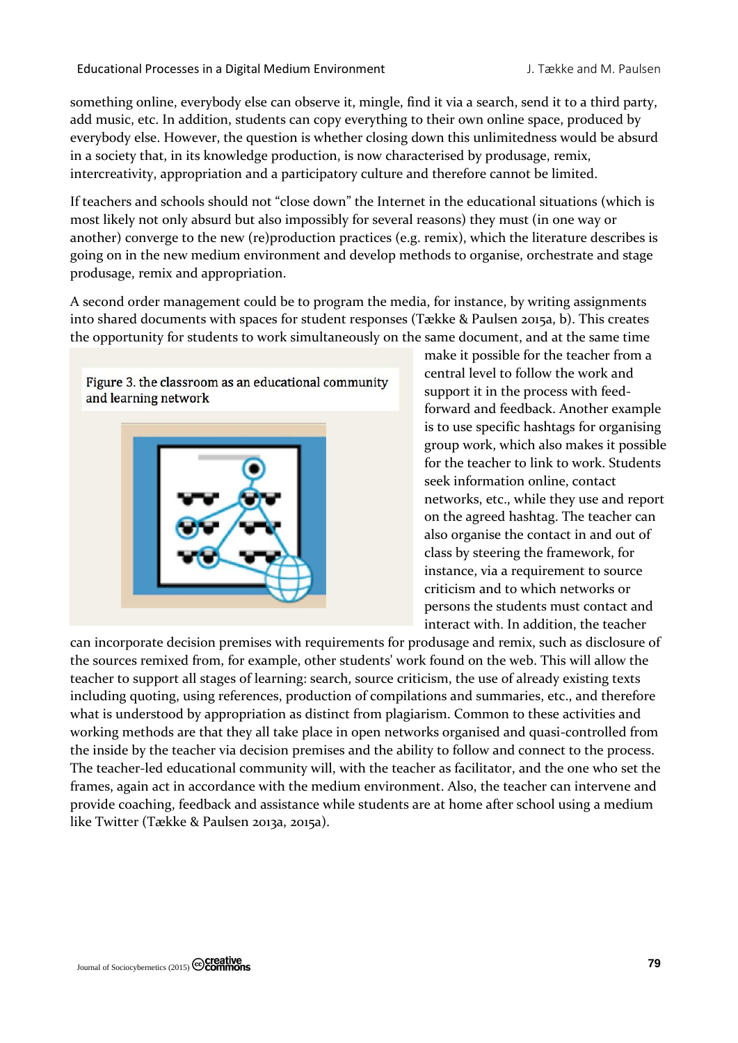something online, everybody else can observe it, mingle, find it via a search, send it to a third party, add music, etc. In addition, students can copy everything to their own online space, produced by everybody else. However, the question is whether closing down this unlimitedness would be absurd in a society that, in its knowledge production, is now characterised by produsage, remix, intercreativity, appropriation and a participatory culture and therefore cannot be limited.

If teachers and schools should not "close down" the Internet in the educational situations (which is most likely not only absurd but also impossibly for several reasons) they must (in one way or another) converge to the new (re)production practices (e.g. remix), which the literature describes is going on in the new medium environment and develop methods to organise, orchestrate and stage produsage, remix and appropriation.

A second order management could be to program the media, for instance, by writing assignments into shared documents with spaces for student responses (Tække & Paulsen 2015a, b). This creates the opportunity for students to work simultaneously on the same document, and at the same time make it possible for the teacher from a central level to follow the work and support it in the process with feed-forward and feedback. Another example is to use specific hashtags for organising group work, which also makes it possible for the teacher to link to work. Students seek information online, contact networks, etc., while they use and report on the agreed hashtag. The teacher can also organise the contact in and out of class by steering the framework, for instance, via a requirement to source criticism and to which networks or persons the students must contact and interact with. In addition, the teacher can incorporate decision premises with requirements for produsage and remix, such as disclosure of the sources remixed from, for example, other students' work found on the web. This will allow the teacher to support all stages of learning: search, source criticism, the use of already existing texts including quoting, using references, production of compilations and summaries, etc., and therefore what is understood by appropriation as distinct from plagiarism. Common to these activities and working methods are that they all take place in open networks organised and quasi-controlled from the inside by the teacher via decision premises and the ability to follow and connect to the process. The teacher-led educational community will, with the teacher as facilitator, and the one who set the frames, again act in accordance with the medium environment. Also, the teacher can intervene and provide coaching, feedback and assistance while students are at home after school using a medium like Twitter (Tække & Paulsen 2013a, 2015a).

Figure 3. the classroom as an educational community and learning network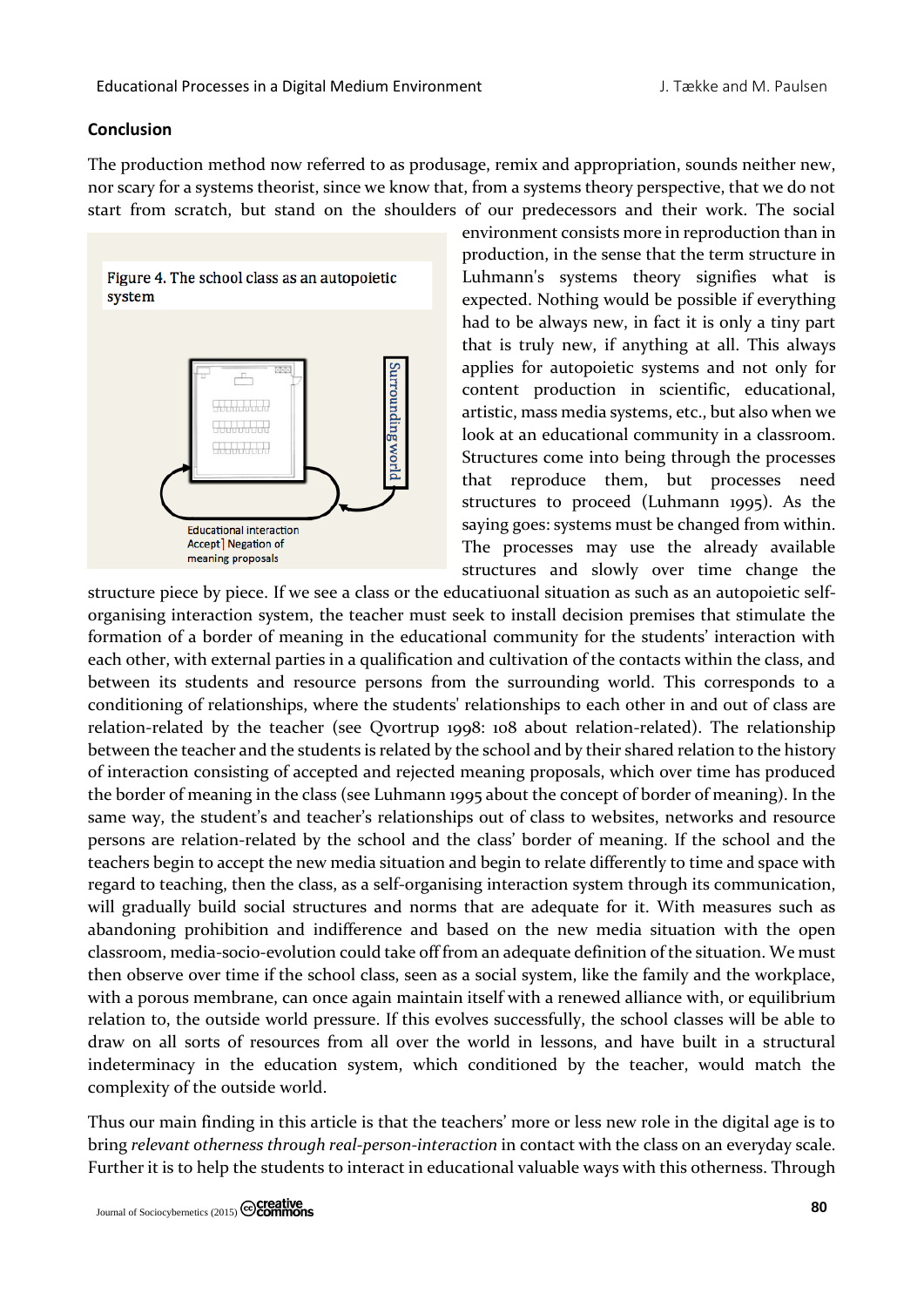## Conclusion

The production method now referred to as produsage, remix and appropriation, sounds neither new, nor scary for a systems theorist, since we know that, from a systems theory perspective, that we do not start from scratch, but stand on the shoulders of our predecessors and their work. The social environment consists more in reproduction than in production, in the sense that the term structure in Luhmann's systems theory signifies what is expected. Nothing would be possible if everything had to be always new, in fact it is only a tiny part that is truly new, if anything at all. This always applies for autopoietic systems and not only for content production in scientific, educational, artistic, mass media systems, etc., but also when we look at an educational community in a classroom. Structures come into being through the processes that reproduce them, but processes need structures to proceed (Luhmann 1995). As the saying goes: systems must be changed from within. The processes may use the already available structures and slowly over time change the structure piece by piece. If we see a class or the educatiuonal situation as such as an autopoietic self-organising interaction system, the teacher must seek to install decision premises that stimulate the formation of a border of meaning in the educational community for the students' interaction with each other, with external parties in a qualification and cultivation of the contacts within the class, and between its students and resource persons from the surrounding world. This corresponds to a conditioning of relationships, where the students' relationships to each other in and out of class are relation-related by the teacher (see Qvortrup 1998: 108 about relation-related). The relationship between the teacher and the students is related by the school and by their shared relation to the history of interaction consisting of accepted and rejected meaning proposals, which over time has produced the border of meaning in the class (see Luhmann 1995 about the concept of border of meaning). In the same way, the student's and teacher's relationships out of class to websites, networks and resource persons are relation-related by the school and the class' border of meaning. If the school and the teachers begin to accept the new media situation and begin to relate differently to time and space with regard to teaching, then the class, as a self-organising interaction system through its communication, will gradually build social structures and norms that are adequate for it. With measures such as abandoning prohibition and indifference and based on the new media situation with the open classroom, media-socio-evolution could take off from an adequate definition of the situation. We must then observe over time if the school class, seen as a social system, like the family and the workplace, with a porous membrane, can once again maintain itself with a renewed alliance with, or equilibrium relation to, the outside world pressure. If this evolves successfully, the school classes will be able to draw on all sorts of resources from all over the world in lessons, and have built in a structural indeterminacy in the education system, which conditioned by the teacher, would match the complexity of the outside world.

Figure 4. The school class as an autopoietic system

Surrounding world

Educational interaction
Accept] Negation of
meaning proposals

Thus our main finding in this article is that the teachers' more or less new role in the digital age is to bring *relevant otherness through real-person-interaction* in contact with the class on an everyday scale. Further it is to help the students to interact in educational valuable ways with this otherness. Through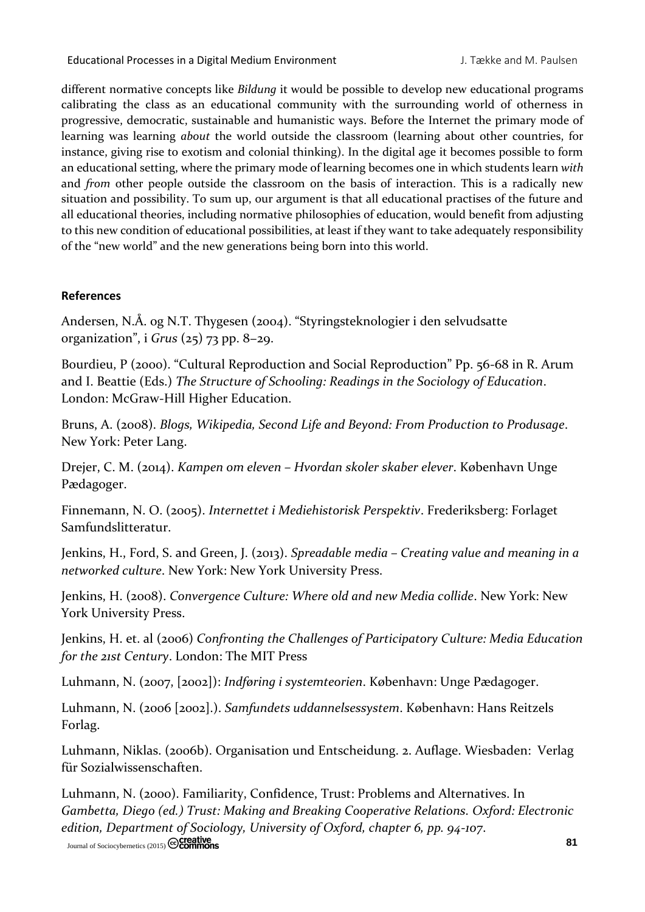different normative concepts like *Bildung* it would be possible to develop new educational programs calibrating the class as an educational community with the surrounding world of otherness in progressive, democratic, sustainable and humanistic ways. Before the Internet the primary mode of learning was learning *about* the world outside the classroom (learning about other countries, for instance, giving rise to exotism and colonial thinking). In the digital age it becomes possible to form an educational setting, where the primary mode of learning becomes one in which students learn *with* and *from* other people outside the classroom on the basis of interaction. This is a radically new situation and possibility. To sum up, our argument is that all educational practises of the future and all educational theories, including normative philosophies of education, would benefit from adjusting to this new condition of educational possibilities, at least if they want to take adequately responsibility of the "new world" and the new generations being born into this world.

**References**

Andersen, N.Å. og N.T. Thygesen (2004). "Styringsteknologier i den selvudsatte organization", i *Grus* (25) 73 pp. 8–29.

Bourdieu, P (2000). "Cultural Reproduction and Social Reproduction" Pp. 56-68 in R. Arum and I. Beattie (Eds.) *The Structure of Schooling: Readings in the Sociology of Education*. London: McGraw-Hill Higher Education.

Bruns, A. (2008). *Blogs, Wikipedia, Second Life and Beyond: From Production to Produsage*. New York: Peter Lang.

Drejer, C. M. (2014). *Kampen om eleven – Hvordan skoler skaber elever*. København Unge Pædagoger.

Finnemann, N. O. (2005). *Internettet i Mediehistorisk Perspektiv*. Frederiksberg: Forlaget Samfundslitteratur.

Jenkins, H., Ford, S. and Green, J. (2013). *Spreadable media – Creating value and meaning in a networked culture*. New York: New York University Press.

Jenkins, H. (2008). *Convergence Culture: Where old and new Media collide*. New York: New York University Press.

Jenkins, H. et. al (2006) *Confronting the Challenges of Participatory Culture: Media Education for the 21st Century*. London: The MIT Press

Luhmann, N. (2007, [2002]): *Indføring i systemteorien*. København: Unge Pædagoger.

Luhmann, N. (2006 [2002].). *Samfundets uddannelsessystem*. København: Hans Reitzels Forlag.

Luhmann, Niklas. (2006b). Organisation und Entscheidung. 2. Auflage. Wiesbaden: Verlag für Sozialwissenschaften.

Luhmann, N. (2000). Familiarity, Confidence, Trust: Problems and Alternatives. In *Gambetta, Diego (ed.) Trust: Making and Breaking Cooperative Relations. Oxford: Electronic edition, Department of Sociology, University of Oxford, chapter 6, pp. 94-107*.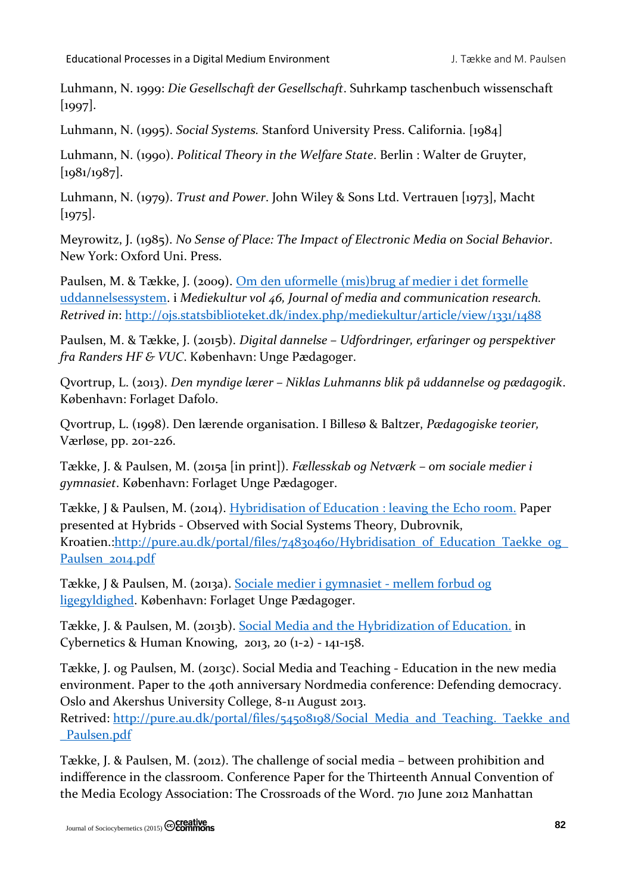Luhmann, N. 1999: *Die Gesellschaft der Gesellschaft*. Suhrkamp taschenbuch wissenschaft [1997].

Luhmann, N. (1995). *Social Systems.* Stanford University Press. California. [1984]

Luhmann, N. (1990). *Political Theory in the Welfare State*. Berlin : Walter de Gruyter, [1981/1987].

Luhmann, N. (1979). *Trust and Power*. John Wiley & Sons Ltd. Vertrauen [1973], Macht [1975].

Meyrowitz, J. (1985). *No Sense of Place: The Impact of Electronic Media on Social Behavior*. New York: Oxford Uni. Press.

Paulsen, M. & Tække, J. (2009). Om den uformelle (mis)brug af medier i det formelle uddannelsessystem. i *Mediekultur vol 46, Journal of media and communication research. Retrived in*: http://ojs.statsbiblioteket.dk/index.php/mediekultur/article/view/1331/1488

Paulsen, M. & Tække, J. (2015b). *Digital dannelse – Udfordringer, erfaringer og perspektiver fra Randers HF & VUC*. København: Unge Pædagoger.

Qvortrup, L. (2013). *Den myndige lærer – Niklas Luhmanns blik på uddannelse og pædagogik*. København: Forlaget Dafolo.

Qvortrup, L. (1998). Den lærende organisation. I Billesø & Baltzer, *Pædagogiske teorier,* Værløse, pp. 201-226.

Tække, J. & Paulsen, M. (2015a [in print]). *Fællesskab og Netværk – om sociale medier i gymnasiet*. København: Forlaget Unge Pædagoger.

Tække, J & Paulsen, M. (2014). Hybridisation of Education : leaving the Echo room. Paper presented at Hybrids - Observed with Social Systems Theory, Dubrovnik, Kroatien.:http://pure.au.dk/portal/files/74830460/Hybridisation_of_Education_Taekke_og_Paulsen_2014.pdf

Tække, J & Paulsen, M. (2013a). Sociale medier i gymnasiet - mellem forbud og ligegyldighed. København: Forlaget Unge Pædagoger.

Tække, J. & Paulsen, M. (2013b). Social Media and the Hybridization of Education. in Cybernetics & Human Knowing, 2013, 20 (1-2) - 141-158.

Tække, J. og Paulsen, M. (2013c). Social Media and Teaching - Education in the new media environment. Paper to the 40th anniversary Nordmedia conference: Defending democracy. Oslo and Akershus University College, 8-11 August 2013.
Retrived: http://pure.au.dk/portal/files/54508198/Social_Media_and_Teaching._Taekke_and_Paulsen.pdf

Tække, J. & Paulsen, M. (2012). The challenge of social media – between prohibition and indifference in the classroom. Conference Paper for the Thirteenth Annual Convention of the Media Ecology Association: The Crossroads of the Word. 710 June 2012 Manhattan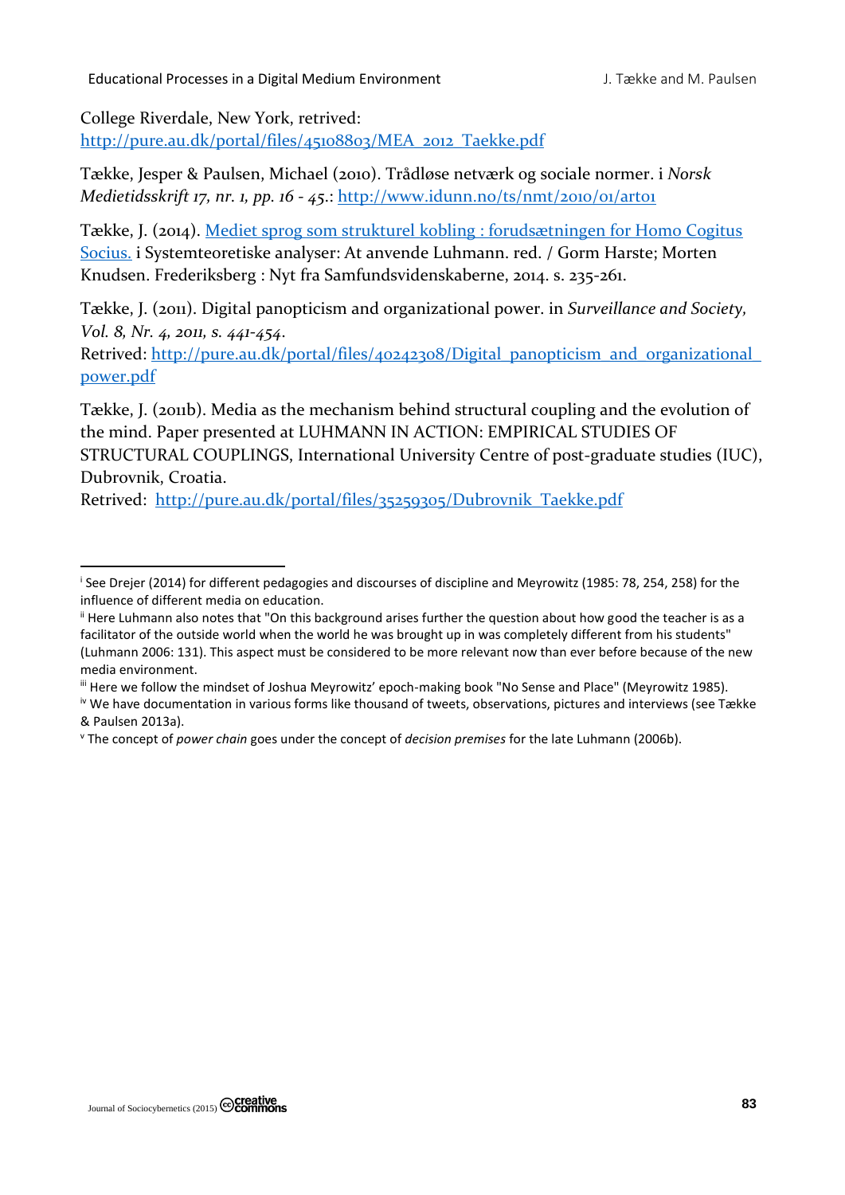College Riverdale, New York, retrived: http://pure.au.dk/portal/files/45108803/MEA_2012_Taekke.pdf

Tække, Jesper & Paulsen, Michael (2010). Trådløse netværk og sociale normer. i *Norsk Medietidsskrift 17, nr. 1, pp. 16 - 45.*: http://www.idunn.no/ts/nmt/2010/01/art01

Tække, J. (2014). Mediet sprog som strukturel kobling : forudsætningen for Homo Cogitus Socius. i Systemteoretiske analyser: At anvende Luhmann. red. / Gorm Harste; Morten Knudsen. Frederiksberg : Nyt fra Samfundsvidenskaberne, 2014. s. 235-261.

Tække, J. (2011). Digital panopticism and organizational power. in *Surveillance and Society, Vol. 8, Nr. 4, 2011, s. 441-454.*
Retrived: http://pure.au.dk/portal/files/40242308/Digital_panopticism_and_organizational_power.pdf

Tække, J. (2011b). Media as the mechanism behind structural coupling and the evolution of the mind. Paper presented at LUHMANN IN ACTION: EMPIRICAL STUDIES OF STRUCTURAL COUPLINGS, International University Centre of post-graduate studies (IUC), Dubrovnik, Croatia.
Retrived: http://pure.au.dk/portal/files/35259305/Dubrovnik_Taekke.pdf

---

[i] See Drejer (2014) for different pedagogies and discourses of discipline and Meyrowitz (1985: 78, 254, 258) for the influence of different media on education.

[ii] Here Luhmann also notes that "On this background arises further the question about how good the teacher is as a facilitator of the outside world when the world he was brought up in was completely different from his students" (Luhmann 2006: 131). This aspect must be considered to be more relevant now than ever before because of the new media environment.

[iii] Here we follow the mindset of Joshua Meyrowitz' epoch-making book "No Sense and Place" (Meyrowitz 1985).

[iv] We have documentation in various forms like thousand of tweets, observations, pictures and interviews (see Tække & Paulsen 2013a).

[v] The concept of *power chain* goes under the concept of *decision premises* for the late Luhmann (2006b).